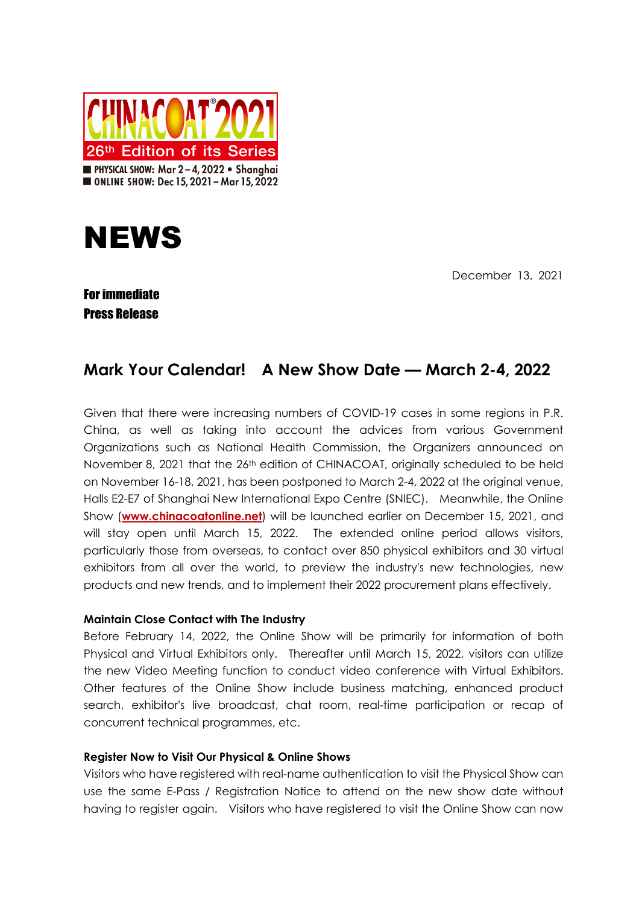CHINACOAT®2021

26th Edition of its Series

PHYSICAL SHOW: Mar 2 – 4, 2022 • Shanghai

ONLINE SHOW: Dec 15, 2021 – Mar 15, 2022

# NEWS

December 13, 2021

**For immediate**
**Press Release**

## Mark Your Calendar! A New Show Date — March 2-4, 2022

Given that there were increasing numbers of COVID-19 cases in some regions in P.R. China, as well as taking into account the advices from various Government Organizations such as National Health Commission, the Organizers announced on November 8, 2021 that the 26th edition of CHINACOAT, originally scheduled to be held on November 16-18, 2021, has been postponed to March 2-4, 2022 at the original venue, Halls E2-E7 of Shanghai New International Expo Centre (SNIEC). Meanwhile, the Online Show (**www.chinacoatonline.net**) will be launched earlier on December 15, 2021, and will stay open until March 15, 2022. The extended online period allows visitors, particularly those from overseas, to contact over 850 physical exhibitors and 30 virtual exhibitors from all over the world, to preview the industry's new technologies, new products and new trends, and to implement their 2022 procurement plans effectively.

**Maintain Close Contact with The Industry**

Before February 14, 2022, the Online Show will be primarily for information of both Physical and Virtual Exhibitors only. Thereafter until March 15, 2022, visitors can utilize the new Video Meeting function to conduct video conference with Virtual Exhibitors. Other features of the Online Show include business matching, enhanced product search, exhibitor's live broadcast, chat room, real-time participation or recap of concurrent technical programmes, etc.

**Register Now to Visit Our Physical & Online Shows**

Visitors who have registered with real-name authentication to visit the Physical Show can use the same E-Pass / Registration Notice to attend on the new show date without having to register again. Visitors who have registered to visit the Online Show can now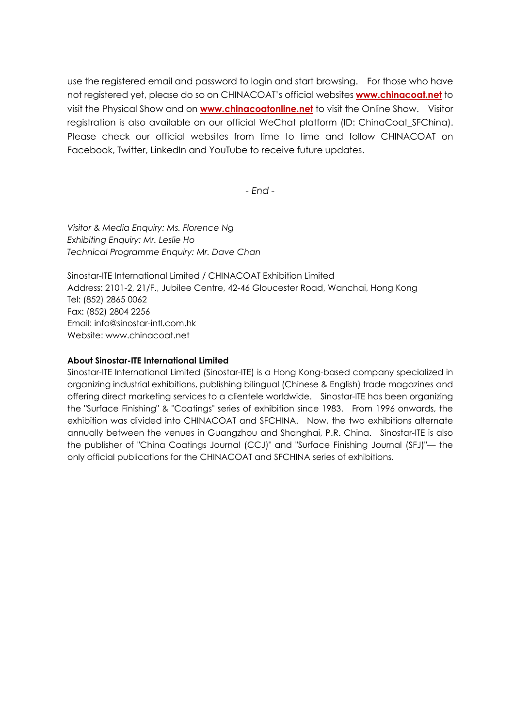use the registered email and password to login and start browsing. For those who have not registered yet, please do so on CHINACOAT's official websites **www.chinacoat.net** to visit the Physical Show and on **www.chinacoatonline.net** to visit the Online Show. Visitor registration is also available on our official WeChat platform (ID: ChinaCoat_SFChina). Please check our official websites from time to time and follow CHINACOAT on Facebook, Twitter, LinkedIn and YouTube to receive future updates.

*- End -*

*Visitor & Media Enquiry: Ms. Florence Ng*
*Exhibiting Enquiry: Mr. Leslie Ho*
*Technical Programme Enquiry: Mr. Dave Chan*

Sinostar-ITE International Limited / CHINACOAT Exhibition Limited
Address: 2101-2, 21/F., Jubilee Centre, 42-46 Gloucester Road, Wanchai, Hong Kong
Tel: (852) 2865 0062
Fax: (852) 2804 2256
Email: info@sinostar-intl.com.hk
Website: www.chinacoat.net

**About Sinostar-ITE International Limited**

Sinostar-ITE International Limited (Sinostar-ITE) is a Hong Kong-based company specialized in organizing industrial exhibitions, publishing bilingual (Chinese & English) trade magazines and offering direct marketing services to a clientele worldwide. Sinostar-ITE has been organizing the "Surface Finishing" & "Coatings" series of exhibition since 1983. From 1996 onwards, the exhibition was divided into CHINACOAT and SFCHINA. Now, the two exhibitions alternate annually between the venues in Guangzhou and Shanghai, P.R. China. Sinostar-ITE is also the publisher of "China Coatings Journal (CCJ)" and "Surface Finishing Journal (SFJ)"— the only official publications for the CHINACOAT and SFCHINA series of exhibitions.